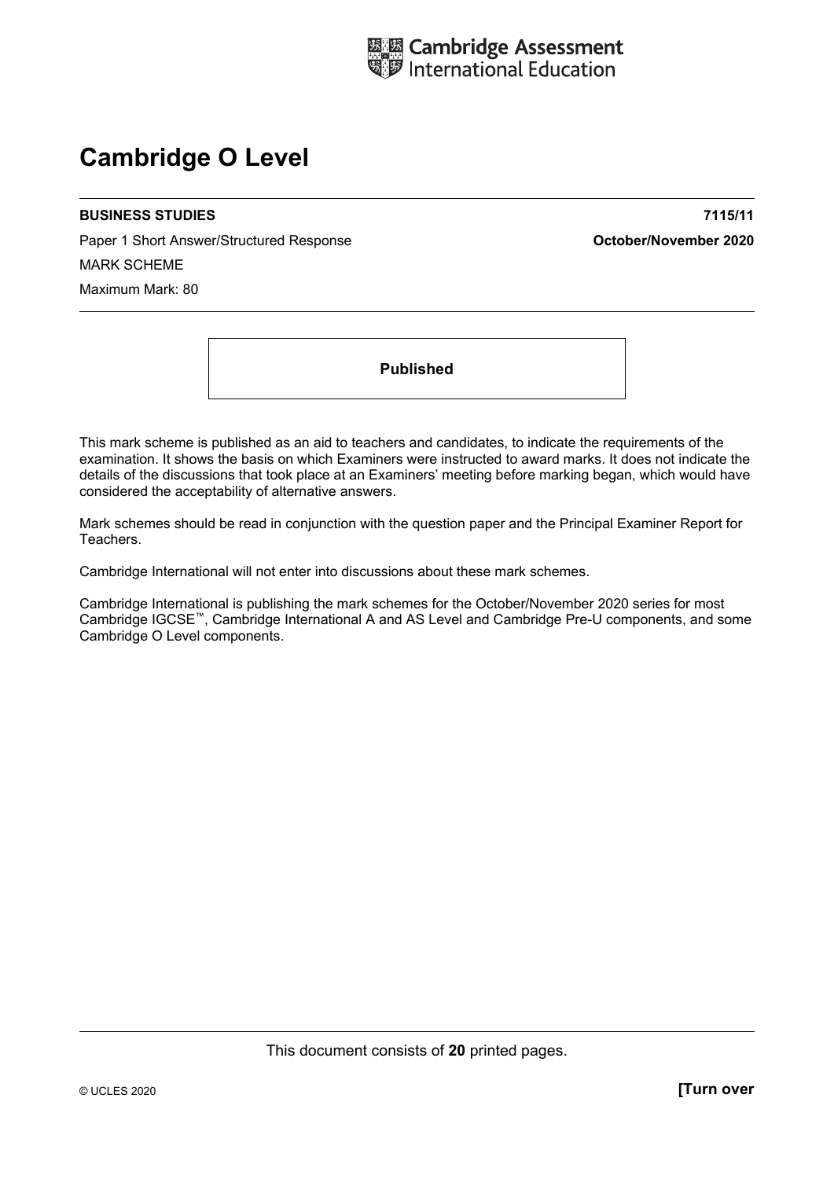Cambridge Assessment International Education

# Cambridge O Level

**BUSINESS STUDIES** **7115/11**

Paper 1 Short Answer/Structured Response **October/November 2020**

MARK SCHEME

Maximum Mark: 80

**Published**

This mark scheme is published as an aid to teachers and candidates, to indicate the requirements of the examination. It shows the basis on which Examiners were instructed to award marks. It does not indicate the details of the discussions that took place at an Examiners' meeting before marking began, which would have considered the acceptability of alternative answers.

Mark schemes should be read in conjunction with the question paper and the Principal Examiner Report for Teachers.

Cambridge International will not enter into discussions about these mark schemes.

Cambridge International is publishing the mark schemes for the October/November 2020 series for most Cambridge IGCSE™, Cambridge International A and AS Level and Cambridge Pre-U components, and some Cambridge O Level components.

This document consists of **20** printed pages.

© UCLES 2020 **[Turn over**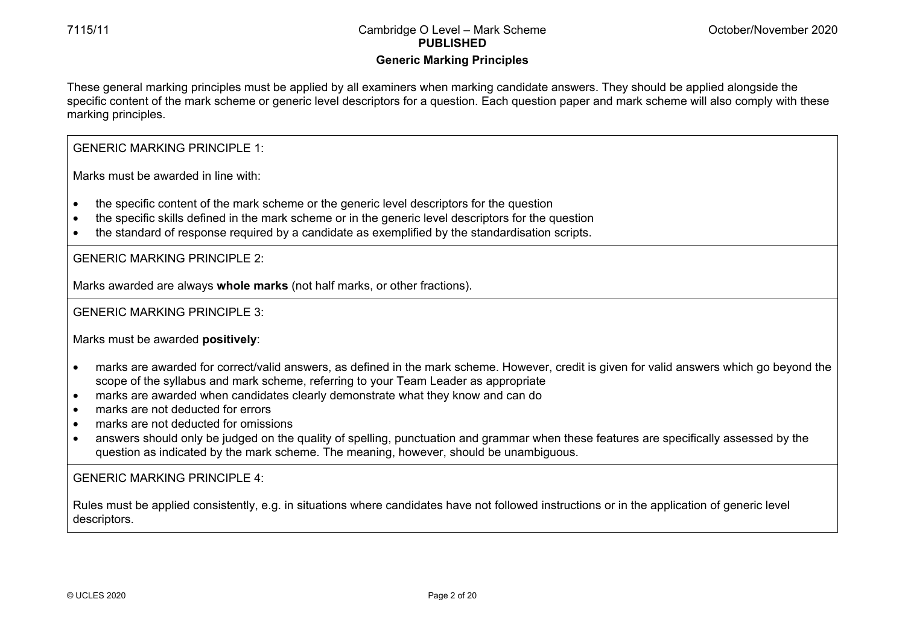## Generic Marking Principles

These general marking principles must be applied by all examiners when marking candidate answers. They should be applied alongside the specific content of the mark scheme or generic level descriptors for a question. Each question paper and mark scheme will also comply with these marking principles.

GENERIC MARKING PRINCIPLE 1:

Marks must be awarded in line with:

- the specific content of the mark scheme or the generic level descriptors for the question
- the specific skills defined in the mark scheme or in the generic level descriptors for the question
- the standard of response required by a candidate as exemplified by the standardisation scripts.

GENERIC MARKING PRINCIPLE 2:

Marks awarded are always **whole marks** (not half marks, or other fractions).

GENERIC MARKING PRINCIPLE 3:

Marks must be awarded **positively**:

- marks are awarded for correct/valid answers, as defined in the mark scheme. However, credit is given for valid answers which go beyond the scope of the syllabus and mark scheme, referring to your Team Leader as appropriate
- marks are awarded when candidates clearly demonstrate what they know and can do
- marks are not deducted for errors
- marks are not deducted for omissions
- answers should only be judged on the quality of spelling, punctuation and grammar when these features are specifically assessed by the question as indicated by the mark scheme. The meaning, however, should be unambiguous.

GENERIC MARKING PRINCIPLE 4:

Rules must be applied consistently, e.g. in situations where candidates have not followed instructions or in the application of generic level descriptors.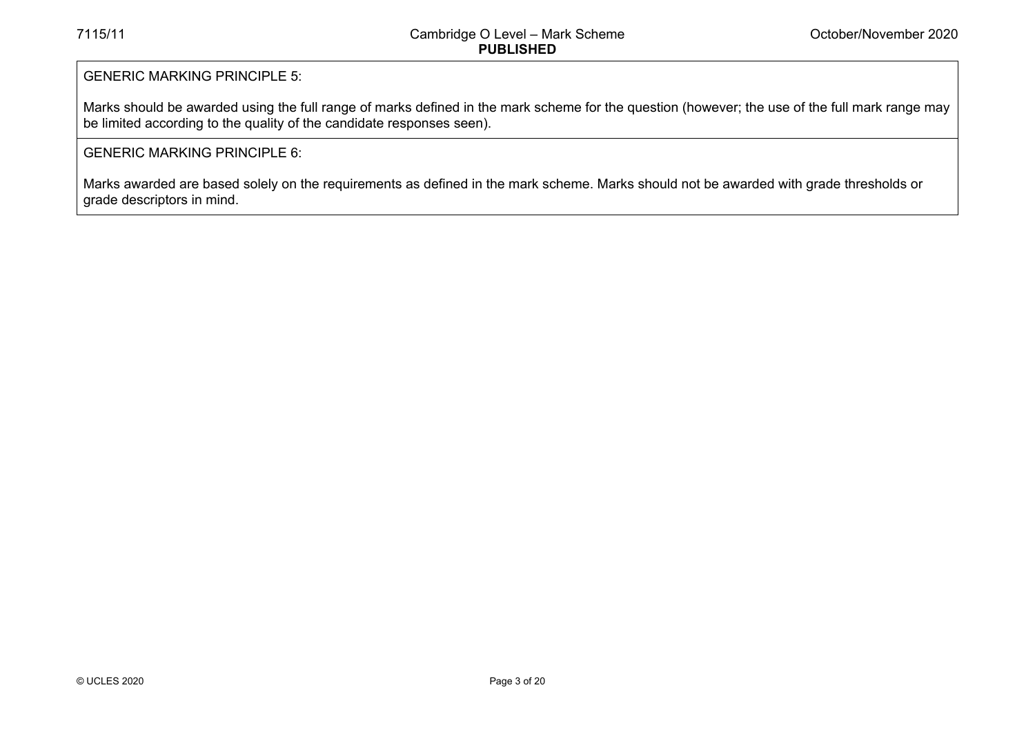GENERIC MARKING PRINCIPLE 5:

Marks should be awarded using the full range of marks defined in the mark scheme for the question (however; the use of the full mark range may be limited according to the quality of the candidate responses seen).

GENERIC MARKING PRINCIPLE 6:

Marks awarded are based solely on the requirements as defined in the mark scheme. Marks should not be awarded with grade thresholds or grade descriptors in mind.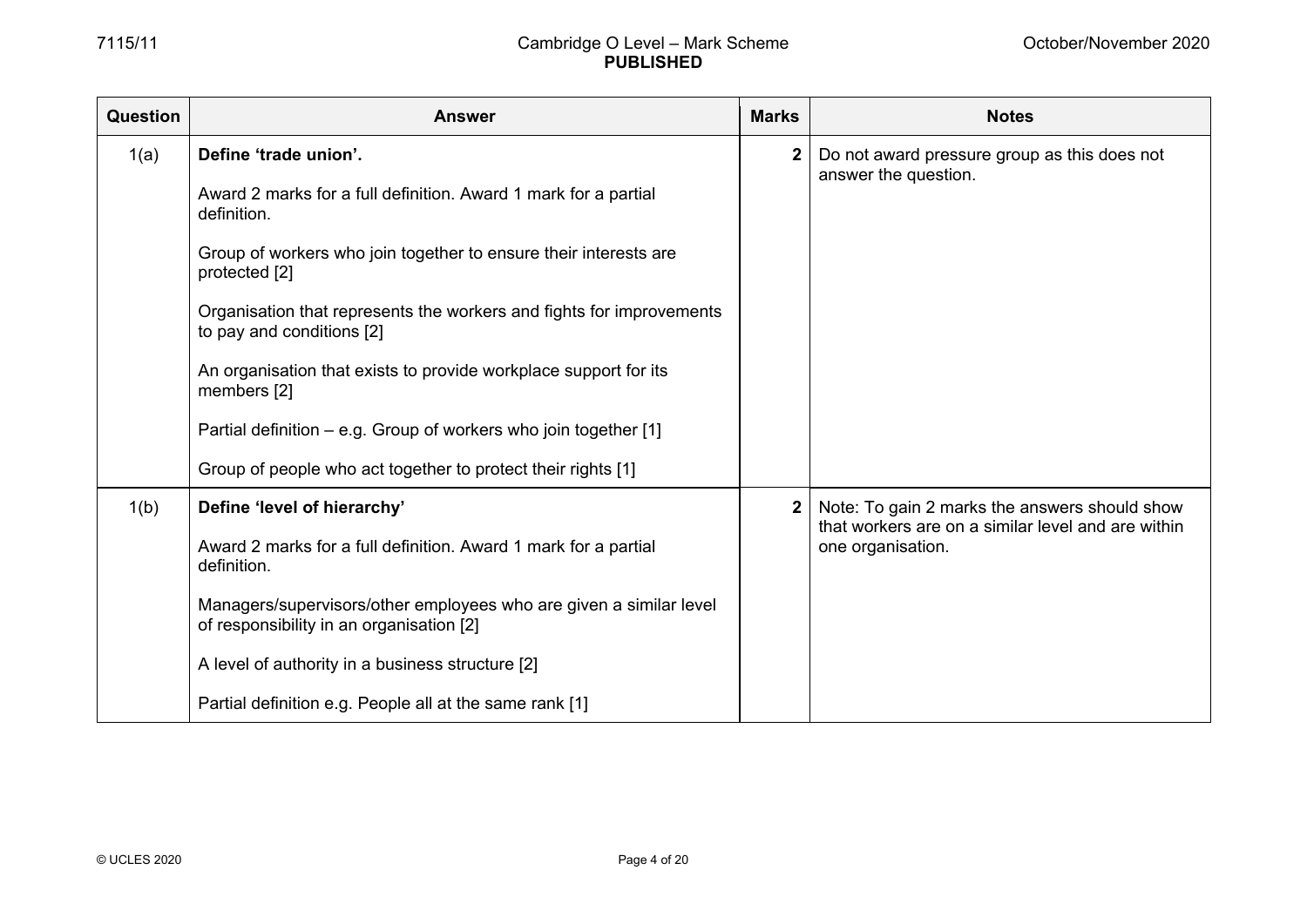| Question | Answer | Marks | Notes |
|---|---|---|---|
| 1(a) | **Define 'trade union'.**<br><br>Award 2 marks for a full definition. Award 1 mark for a partial definition.<br><br>Group of workers who join together to ensure their interests are protected [2]<br><br>Organisation that represents the workers and fights for improvements to pay and conditions [2]<br><br>An organisation that exists to provide workplace support for its members [2]<br><br>Partial definition – e.g. Group of workers who join together [1]<br><br>Group of people who act together to protect their rights [1] | 2 | Do not award pressure group as this does not answer the question. |
| 1(b) | **Define 'level of hierarchy'**<br><br>Award 2 marks for a full definition. Award 1 mark for a partial definition.<br><br>Managers/supervisors/other employees who are given a similar level of responsibility in an organisation [2]<br><br>A level of authority in a business structure [2]<br><br>Partial definition e.g. People all at the same rank [1] | 2 | Note: To gain 2 marks the answers should show that workers are on a similar level and are within one organisation. |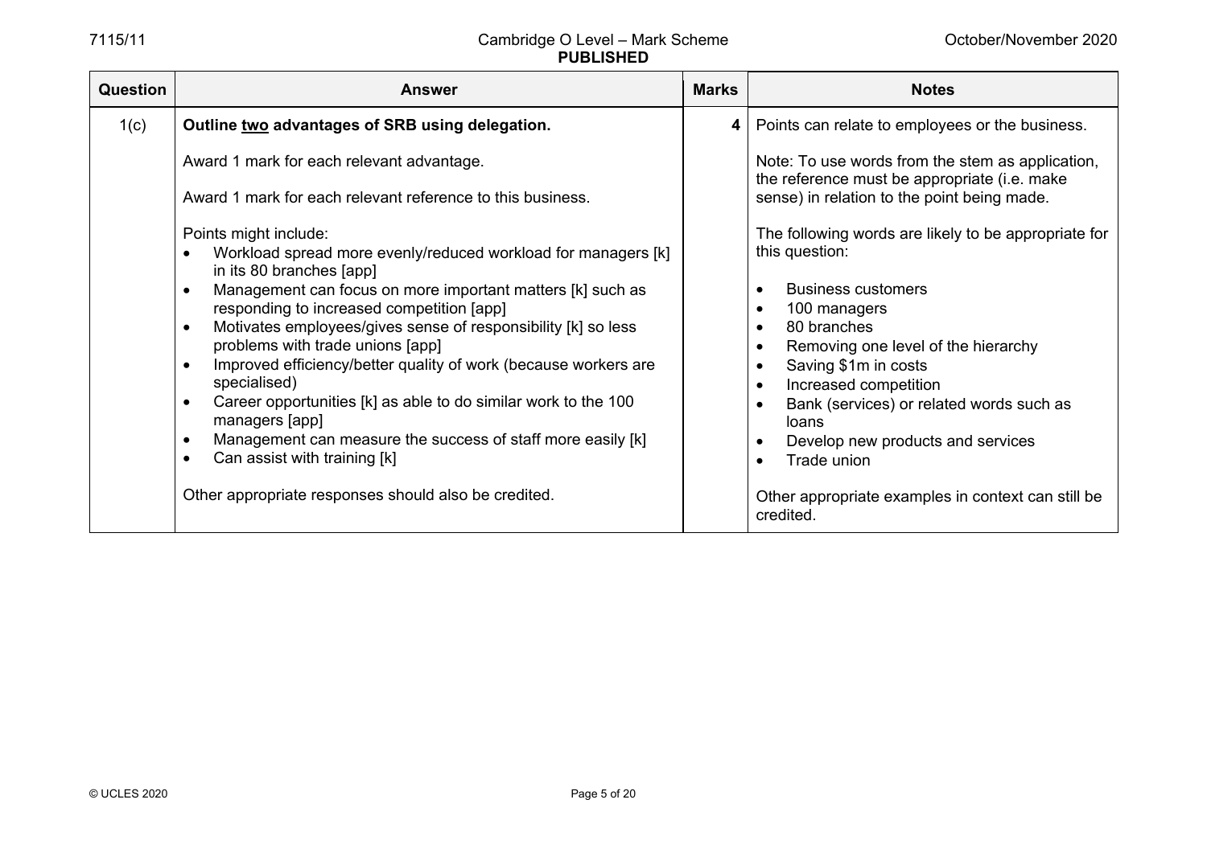| Question | Answer | Marks | Notes |
|---|---|---|---|
| 1(c) | **Outline two advantages of SRB using delegation.**<br><br>Award 1 mark for each relevant advantage.<br><br>Award 1 mark for each relevant reference to this business.<br><br>Points might include:<br>• Workload spread more evenly/reduced workload for managers [k] in its 80 branches [app]<br>• Management can focus on more important matters [k] such as responding to increased competition [app]<br>• Motivates employees/gives sense of responsibility [k] so less problems with trade unions [app]<br>• Improved efficiency/better quality of work (because workers are specialised)<br>• Career opportunities [k] as able to do similar work to the 100 managers [app]<br>• Management can measure the success of staff more easily [k]<br>• Can assist with training [k]<br><br>Other appropriate responses should also be credited. | 4 | Points can relate to employees or the business.<br><br>Note: To use words from the stem as application, the reference must be appropriate (i.e. make sense) in relation to the point being made.<br><br>The following words are likely to be appropriate for this question:<br><br>• Business customers<br>• 100 managers<br>• 80 branches<br>• Removing one level of the hierarchy<br>• Saving $1m in costs<br>• Increased competition<br>• Bank (services) or related words such as loans<br>• Develop new products and services<br>• Trade union<br><br>Other appropriate examples in context can still be credited. |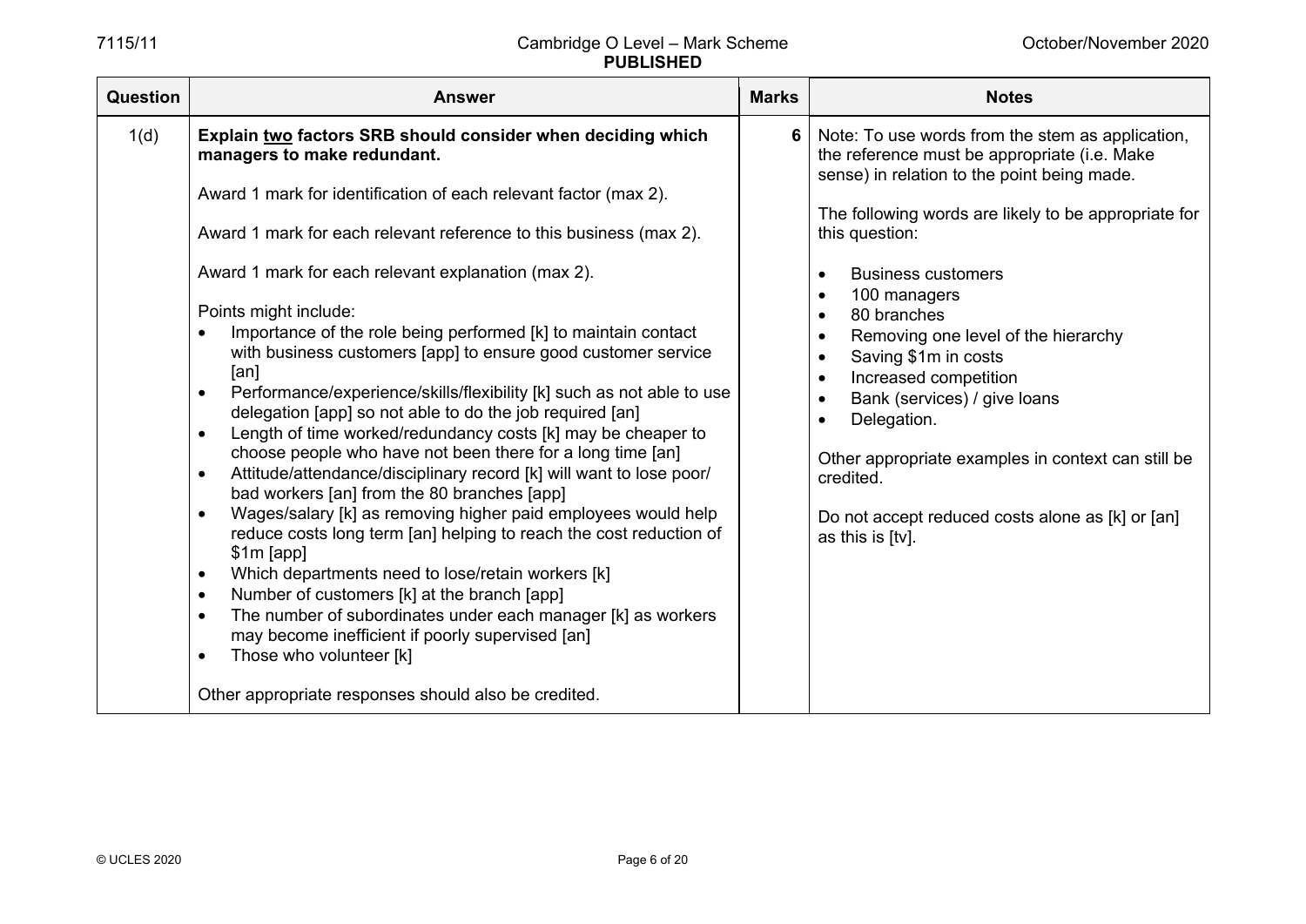| Question | Answer | Marks | Notes |
|---|---|---|---|
| 1(d) | **Explain <u>two</u> factors SRB should consider when deciding which managers to make redundant.**<br><br>Award 1 mark for identification of each relevant factor (max 2).<br><br>Award 1 mark for each relevant reference to this business (max 2).<br><br>Award 1 mark for each relevant explanation (max 2).<br><br>Points might include:<br>• Importance of the role being performed [k] to maintain contact with business customers [app] to ensure good customer service [an]<br>• Performance/experience/skills/flexibility [k] such as not able to use delegation [app] so not able to do the job required [an]<br>• Length of time worked/redundancy costs [k] may be cheaper to choose people who have not been there for a long time [an]<br>• Attitude/attendance/disciplinary record [k] will want to lose poor/ bad workers [an] from the 80 branches [app]<br>• Wages/salary [k] as removing higher paid employees would help reduce costs long term [an] helping to reach the cost reduction of $1m [app]<br>• Which departments need to lose/retain workers [k]<br>• Number of customers [k] at the branch [app]<br>• The number of subordinates under each manager [k] as workers may become inefficient if poorly supervised [an]<br>• Those who volunteer [k]<br><br>Other appropriate responses should also be credited. | 6 | Note: To use words from the stem as application, the reference must be appropriate (i.e. Make sense) in relation to the point being made.<br><br>The following words are likely to be appropriate for this question:<br><br>• Business customers<br>• 100 managers<br>• 80 branches<br>• Removing one level of the hierarchy<br>• Saving $1m in costs<br>• Increased competition<br>• Bank (services) / give loans<br>• Delegation.<br><br>Other appropriate examples in context can still be credited.<br><br>Do not accept reduced costs alone as [k] or [an] as this is [tv]. |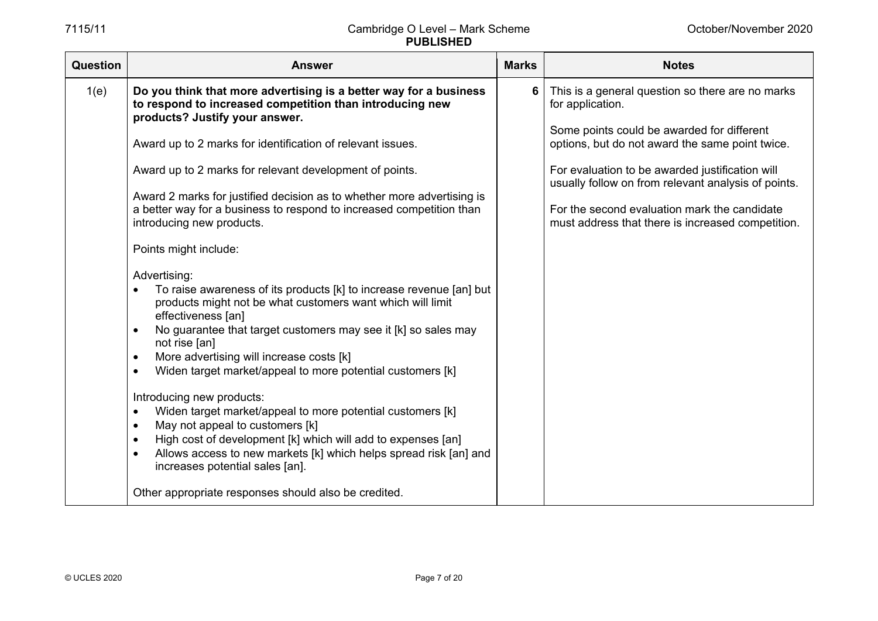| Question | Answer | Marks | Notes |
|---|---|---|---|
| 1(e) | **Do you think that more advertising is a better way for a business to respond to increased competition than introducing new products? Justify your answer.**<br><br>Award up to 2 marks for identification of relevant issues.<br><br>Award up to 2 marks for relevant development of points.<br><br>Award 2 marks for justified decision as to whether more advertising is a better way for a business to respond to increased competition than introducing new products.<br><br>Points might include:<br><br>Advertising:<br>• To raise awareness of its products [k] to increase revenue [an] but products might not be what customers want which will limit effectiveness [an]<br>• No guarantee that target customers may see it [k] so sales may not rise [an]<br>• More advertising will increase costs [k]<br>• Widen target market/appeal to more potential customers [k]<br><br>Introducing new products:<br>• Widen target market/appeal to more potential customers [k]<br>• May not appeal to customers [k]<br>• High cost of development [k] which will add to expenses [an]<br>• Allows access to new markets [k] which helps spread risk [an] and increases potential sales [an].<br><br>Other appropriate responses should also be credited. | 6 | This is a general question so there are no marks for application.<br><br>Some points could be awarded for different options, but do not award the same point twice.<br><br>For evaluation to be awarded justification will usually follow on from relevant analysis of points.<br><br>For the second evaluation mark the candidate must address that there is increased competition. |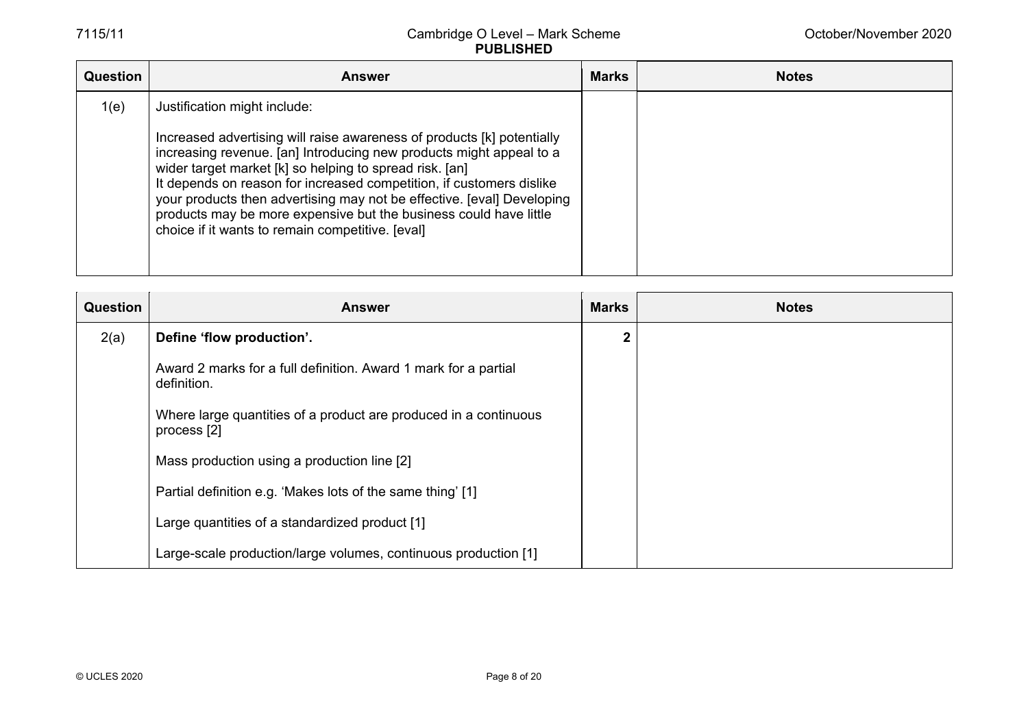| Question | Answer | Marks | Notes |
|---|---|---|---|
| 1(e) | Justification might include:<br><br>Increased advertising will raise awareness of products [k] potentially increasing revenue. [an] Introducing new products might appeal to a wider target market [k] so helping to spread risk. [an]<br>It depends on reason for increased competition, if customers dislike your products then advertising may not be effective. [eval] Developing products may be more expensive but the business could have little choice if it wants to remain competitive. [eval] | | |

| Question | Answer | Marks | Notes |
|---|---|---|---|
| 2(a) | **Define 'flow production'.**<br><br>Award 2 marks for a full definition. Award 1 mark for a partial definition.<br><br>Where large quantities of a product are produced in a continuous process [2]<br><br>Mass production using a production line [2]<br><br>Partial definition e.g. 'Makes lots of the same thing' [1]<br><br>Large quantities of a standardized product [1]<br><br>Large-scale production/large volumes, continuous production [1] | **2** | |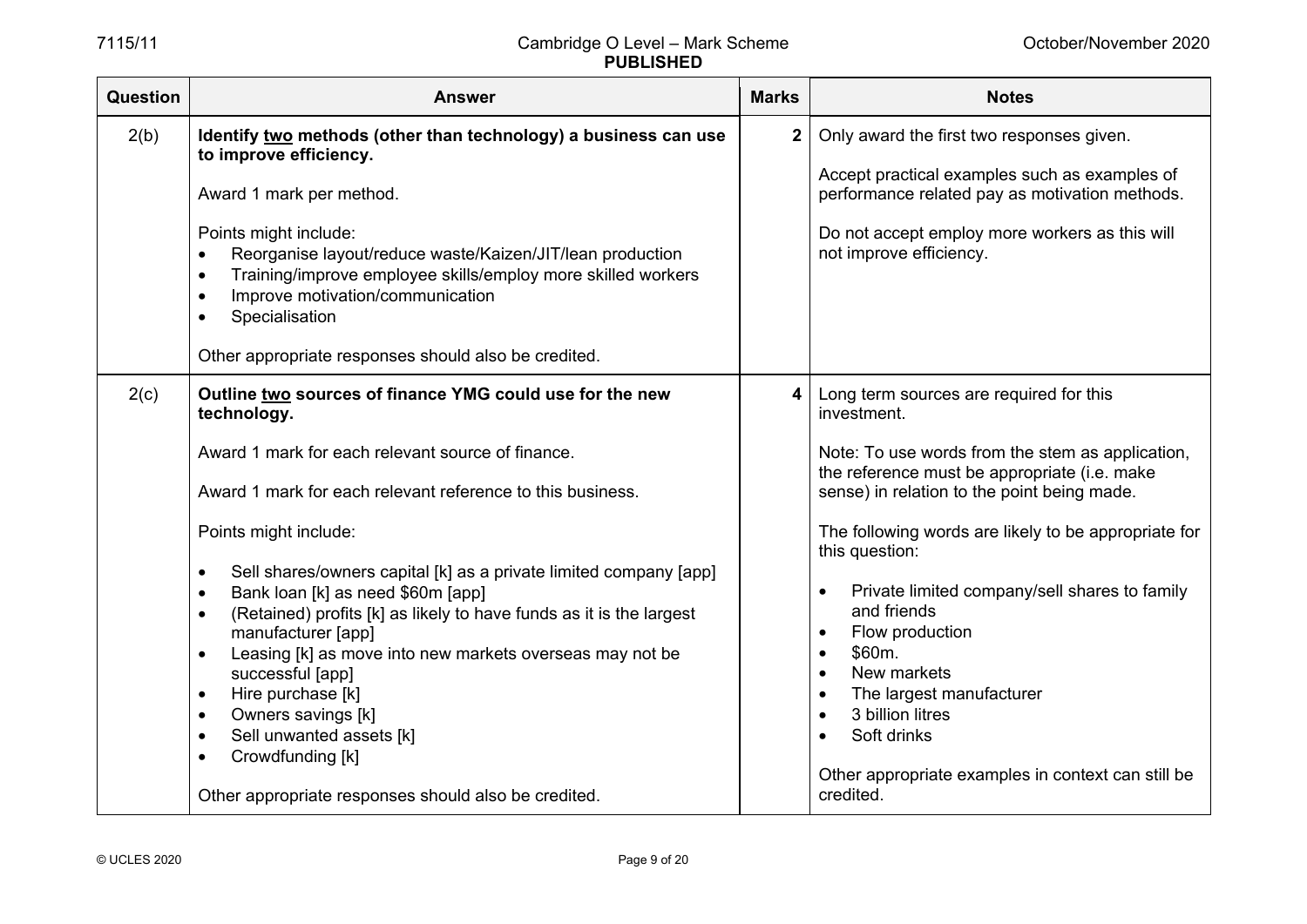| Question | Answer | Marks | Notes |
|---|---|---|---|
| 2(b) | **Identify <u>two</u> methods (other than technology) a business can use to improve efficiency.**<br><br>Award 1 mark per method.<br><br>Points might include:<br>• Reorganise layout/reduce waste/Kaizen/JIT/lean production<br>• Training/improve employee skills/employ more skilled workers<br>• Improve motivation/communication<br>• Specialisation<br><br>Other appropriate responses should also be credited. | 2 | Only award the first two responses given.<br><br>Accept practical examples such as examples of performance related pay as motivation methods.<br><br>Do not accept employ more workers as this will not improve efficiency. |
| 2(c) | **Outline <u>two</u> sources of finance YMG could use for the new technology.**<br><br>Award 1 mark for each relevant source of finance.<br><br>Award 1 mark for each relevant reference to this business.<br><br>Points might include:<br>• Sell shares/owners capital [k] as a private limited company [app]<br>• Bank loan [k] as need $60m [app]<br>• (Retained) profits [k] as likely to have funds as it is the largest manufacturer [app]<br>• Leasing [k] as move into new markets overseas may not be successful [app]<br>• Hire purchase [k]<br>• Owners savings [k]<br>• Sell unwanted assets [k]<br>• Crowdfunding [k]<br><br>Other appropriate responses should also be credited. | 4 | Long term sources are required for this investment.<br><br>Note: To use words from the stem as application, the reference must be appropriate (i.e. make sense) in relation to the point being made.<br><br>The following words are likely to be appropriate for this question:<br><br>• Private limited company/sell shares to family and friends<br>• Flow production<br>• $60m.<br>• New markets<br>• The largest manufacturer<br>• 3 billion litres<br>• Soft drinks<br><br>Other appropriate examples in context can still be credited. |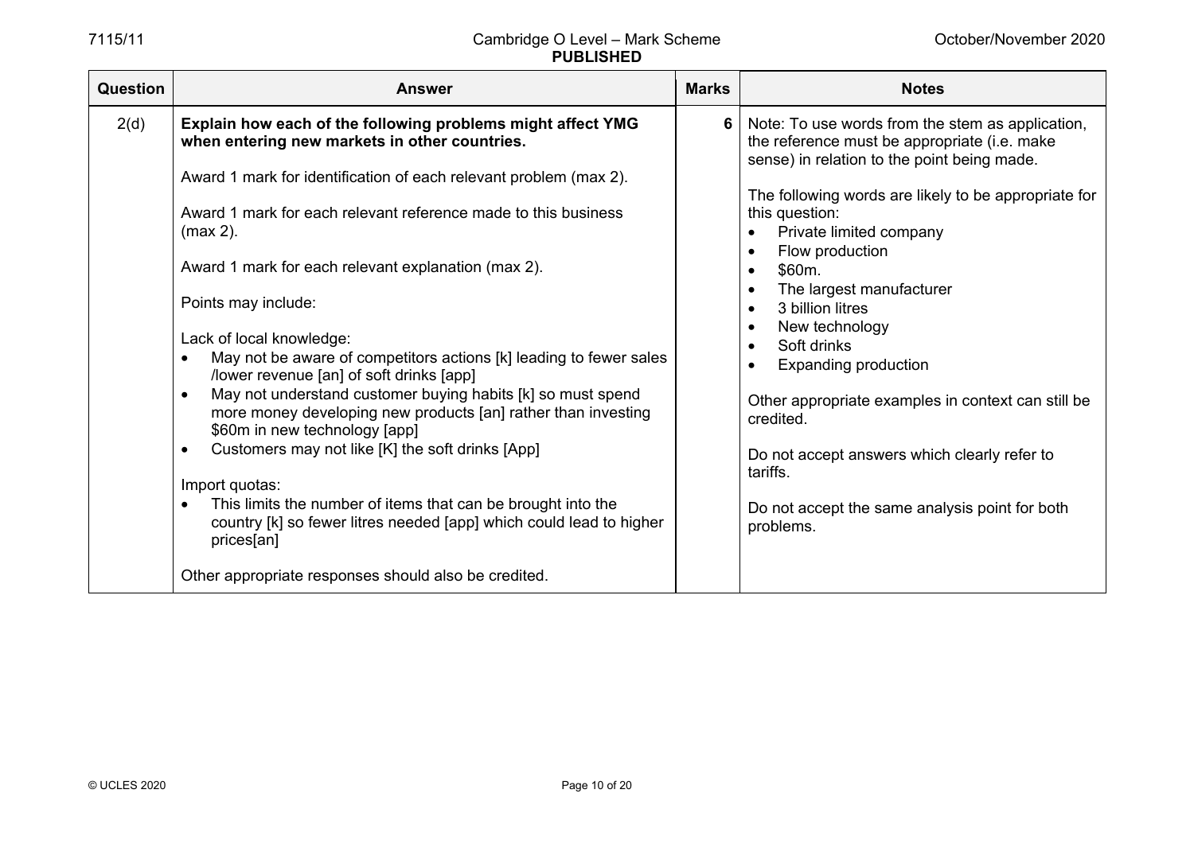| Question | Answer | Marks | Notes |
|---|---|---|---|
| 2(d) | **Explain how each of the following problems might affect YMG when entering new markets in other countries.**<br><br>Award 1 mark for identification of each relevant problem (max 2).<br><br>Award 1 mark for each relevant reference made to this business (max 2).<br><br>Award 1 mark for each relevant explanation (max 2).<br><br>Points may include:<br><br>Lack of local knowledge:<br>• May not be aware of competitors actions [k] leading to fewer sales /lower revenue [an] of soft drinks [app]<br>• May not understand customer buying habits [k] so must spend more money developing new products [an] rather than investing $60m in new technology [app]<br>• Customers may not like [K] the soft drinks [App]<br><br>Import quotas:<br>• This limits the number of items that can be brought into the country [k] so fewer litres needed [app] which could lead to higher prices[an]<br><br>Other appropriate responses should also be credited. | 6 | Note: To use words from the stem as application, the reference must be appropriate (i.e. make sense) in relation to the point being made.<br><br>The following words are likely to be appropriate for this question:<br>• Private limited company<br>• Flow production<br>• $60m.<br>• The largest manufacturer<br>• 3 billion litres<br>• New technology<br>• Soft drinks<br>• Expanding production<br><br>Other appropriate examples in context can still be credited.<br><br>Do not accept answers which clearly refer to tariffs.<br><br>Do not accept the same analysis point for both problems. |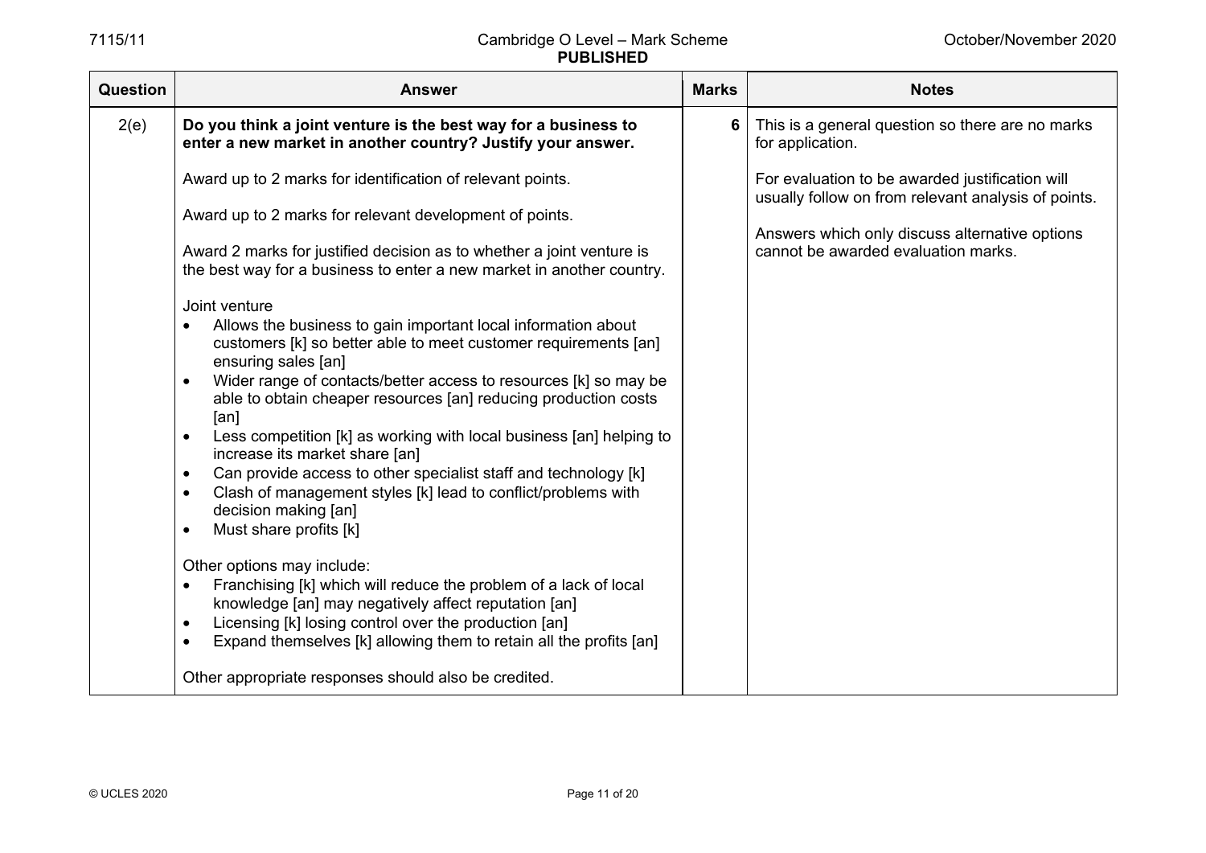| Question | Answer | Marks | Notes |
|---|---|---|---|
| 2(e) | **Do you think a joint venture is the best way for a business to enter a new market in another country? Justify your answer.**<br><br>Award up to 2 marks for identification of relevant points.<br><br>Award up to 2 marks for relevant development of points.<br><br>Award 2 marks for justified decision as to whether a joint venture is the best way for a business to enter a new market in another country.<br><br>Joint venture<br>• Allows the business to gain important local information about customers [k] so better able to meet customer requirements [an] ensuring sales [an]<br>• Wider range of contacts/better access to resources [k] so may be able to obtain cheaper resources [an] reducing production costs [an]<br>• Less competition [k] as working with local business [an] helping to increase its market share [an]<br>• Can provide access to other specialist staff and technology [k]<br>• Clash of management styles [k] lead to conflict/problems with decision making [an]<br>• Must share profits [k]<br><br>Other options may include:<br>• Franchising [k] which will reduce the problem of a lack of local knowledge [an] may negatively affect reputation [an]<br>• Licensing [k] losing control over the production [an]<br>• Expand themselves [k] allowing them to retain all the profits [an]<br><br>Other appropriate responses should also be credited. | 6 | This is a general question so there are no marks for application.<br><br>For evaluation to be awarded justification will usually follow on from relevant analysis of points.<br><br>Answers which only discuss alternative options cannot be awarded evaluation marks. |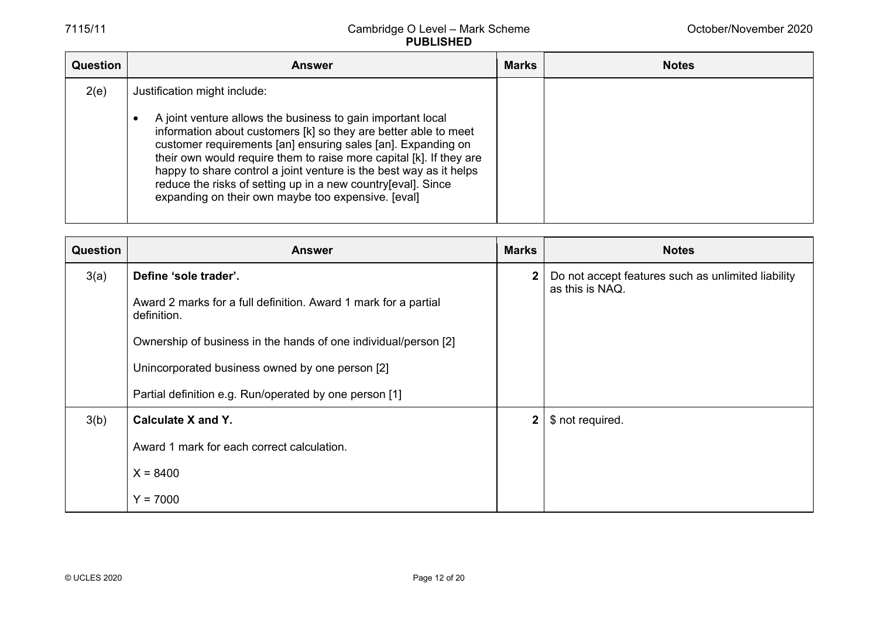| Question | Answer | Marks | Notes |
|---|---|---|---|
| 2(e) | Justification might include:<br><br>• A joint venture allows the business to gain important local information about customers [k] so they are better able to meet customer requirements [an] ensuring sales [an]. Expanding on their own would require them to raise more capital [k]. If they are happy to share control a joint venture is the best way as it helps reduce the risks of setting up in a new country[eval]. Since expanding on their own maybe too expensive. [eval] | | |

| Question | Answer | Marks | Notes |
|---|---|---|---|
| 3(a) | **Define 'sole trader'.**<br><br>Award 2 marks for a full definition. Award 1 mark for a partial definition.<br><br>Ownership of business in the hands of one individual/person [2]<br><br>Unincorporated business owned by one person [2]<br><br>Partial definition e.g. Run/operated by one person [1] | 2 | Do not accept features such as unlimited liability as this is NAQ. |
| 3(b) | **Calculate X and Y.**<br><br>Award 1 mark for each correct calculation.<br><br>X = 8400<br><br>Y = 7000 | 2 | $ not required. |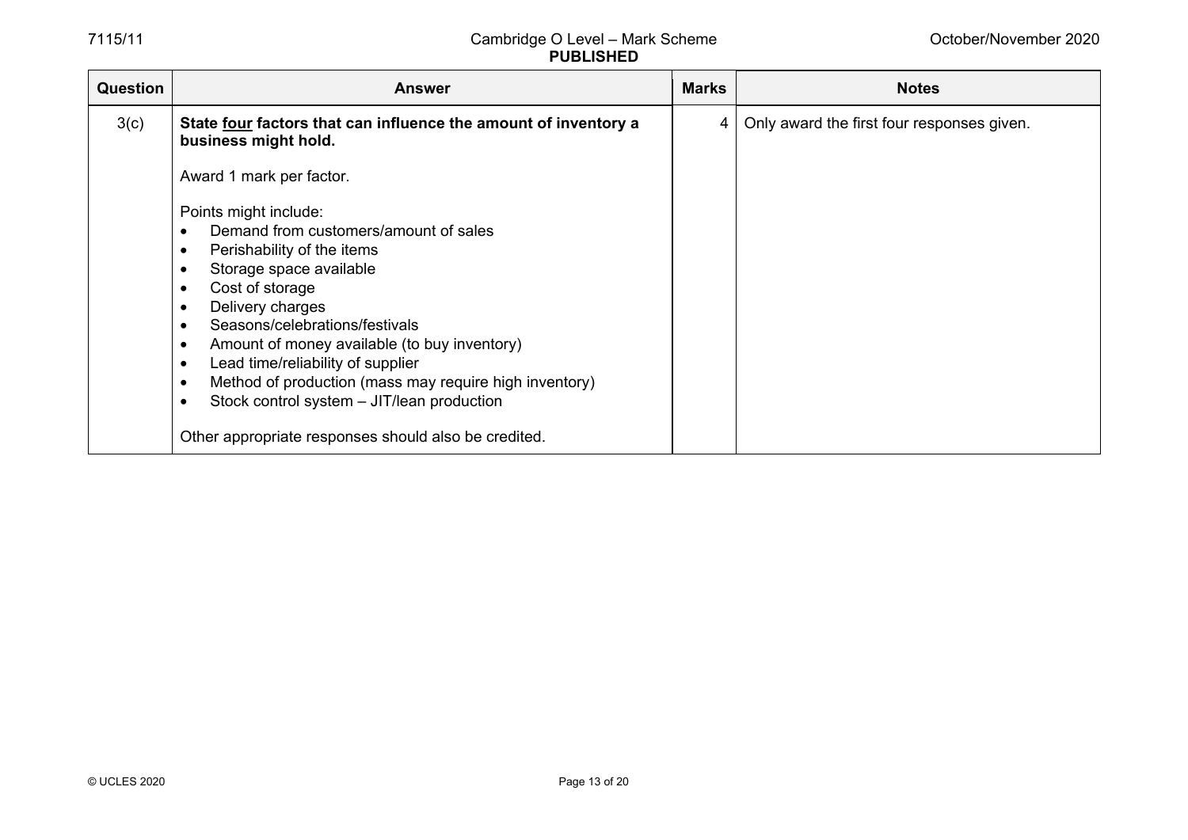| Question | Answer | Marks | Notes |
|---|---|---|---|
| 3(c) | **State <u>four</u> factors that can influence the amount of inventory a business might hold.**<br><br>Award 1 mark per factor.<br><br>Points might include:<br>• Demand from customers/amount of sales<br>• Perishability of the items<br>• Storage space available<br>• Cost of storage<br>• Delivery charges<br>• Seasons/celebrations/festivals<br>• Amount of money available (to buy inventory)<br>• Lead time/reliability of supplier<br>• Method of production (mass may require high inventory)<br>• Stock control system – JIT/lean production<br><br>Other appropriate responses should also be credited. | 4 | Only award the first four responses given. |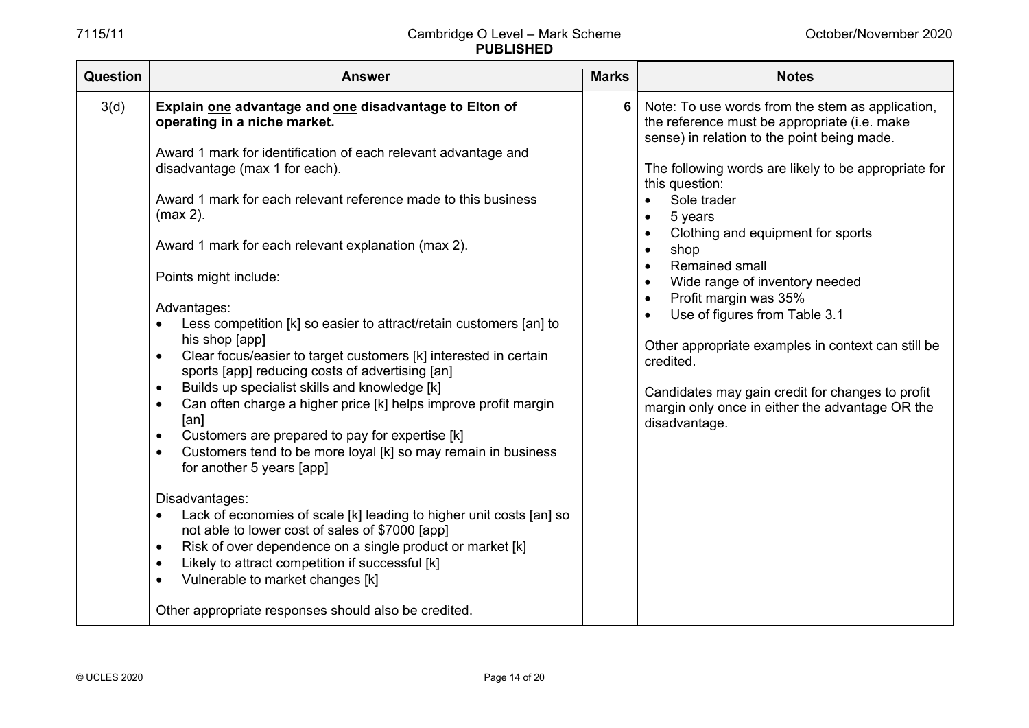| Question | Answer | Marks | Notes |
|---|---|---|---|
| 3(d) | **Explain <u>one</u> advantage and <u>one</u> disadvantage to Elton of operating in a niche market.**<br><br>Award 1 mark for identification of each relevant advantage and disadvantage (max 1 for each).<br><br>Award 1 mark for each relevant reference made to this business (max 2).<br><br>Award 1 mark for each relevant explanation (max 2).<br><br>Points might include:<br><br>Advantages:<br>• Less competition [k] so easier to attract/retain customers [an] to his shop [app]<br>• Clear focus/easier to target customers [k] interested in certain sports [app] reducing costs of advertising [an]<br>• Builds up specialist skills and knowledge [k]<br>• Can often charge a higher price [k] helps improve profit margin [an]<br>• Customers are prepared to pay for expertise [k]<br>• Customers tend to be more loyal [k] so may remain in business for another 5 years [app]<br><br>Disadvantages:<br>• Lack of economies of scale [k] leading to higher unit costs [an] so not able to lower cost of sales of $7000 [app]<br>• Risk of over dependence on a single product or market [k]<br>• Likely to attract competition if successful [k]<br>• Vulnerable to market changes [k]<br><br>Other appropriate responses should also be credited. | 6 | Note: To use words from the stem as application, the reference must be appropriate (i.e. make sense) in relation to the point being made.<br><br>The following words are likely to be appropriate for this question:<br>• Sole trader<br>• 5 years<br>• Clothing and equipment for sports<br>• shop<br>• Remained small<br>• Wide range of inventory needed<br>• Profit margin was 35%<br>• Use of figures from Table 3.1<br><br>Other appropriate examples in context can still be credited.<br><br>Candidates may gain credit for changes to profit margin only once in either the advantage OR the disadvantage. |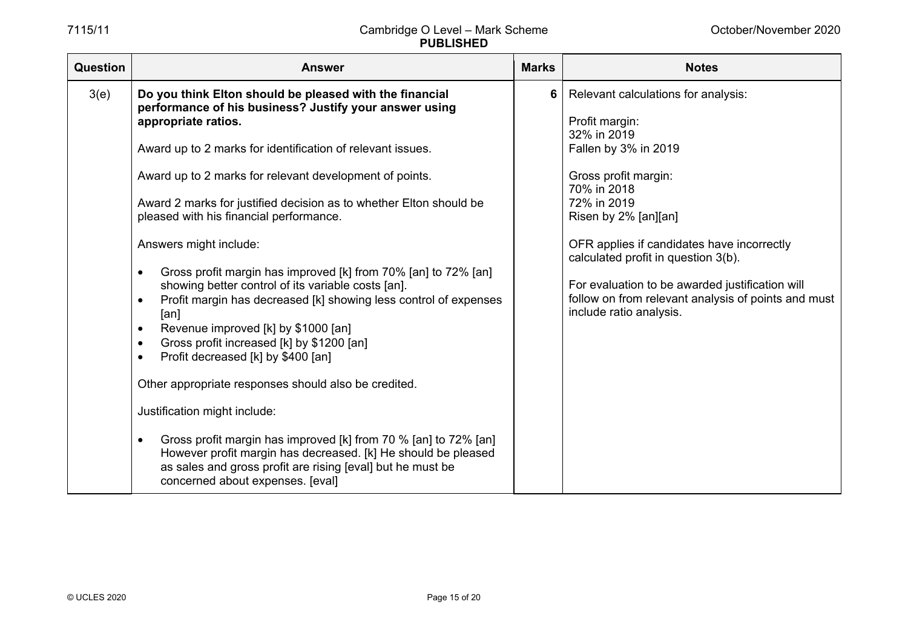| Question | Answer | Marks | Notes |
|---|---|---|---|
| 3(e) | **Do you think Elton should be pleased with the financial performance of his business? Justify your answer using appropriate ratios.**<br><br>Award up to 2 marks for identification of relevant issues.<br><br>Award up to 2 marks for relevant development of points.<br><br>Award 2 marks for justified decision as to whether Elton should be pleased with his financial performance.<br><br>Answers might include:<br><br>• Gross profit margin has improved [k] from 70% [an] to 72% [an] showing better control of its variable costs [an].<br>• Profit margin has decreased [k] showing less control of expenses [an]<br>• Revenue improved [k] by $1000 [an]<br>• Gross profit increased [k] by $1200 [an]<br>• Profit decreased [k] by $400 [an]<br><br>Other appropriate responses should also be credited.<br><br>Justification might include:<br><br>• Gross profit margin has improved [k] from 70 % [an] to 72% [an] However profit margin has decreased. [k] He should be pleased as sales and gross profit are rising [eval] but he must be concerned about expenses. [eval] | 6 | Relevant calculations for analysis:<br><br>Profit margin:<br>32% in 2019<br>Fallen by 3% in 2019<br><br>Gross profit margin:<br>70% in 2018<br>72% in 2019<br>Risen by 2% [an][an]<br><br>OFR applies if candidates have incorrectly calculated profit in question 3(b).<br><br>For evaluation to be awarded justification will follow on from relevant analysis of points and must include ratio analysis. |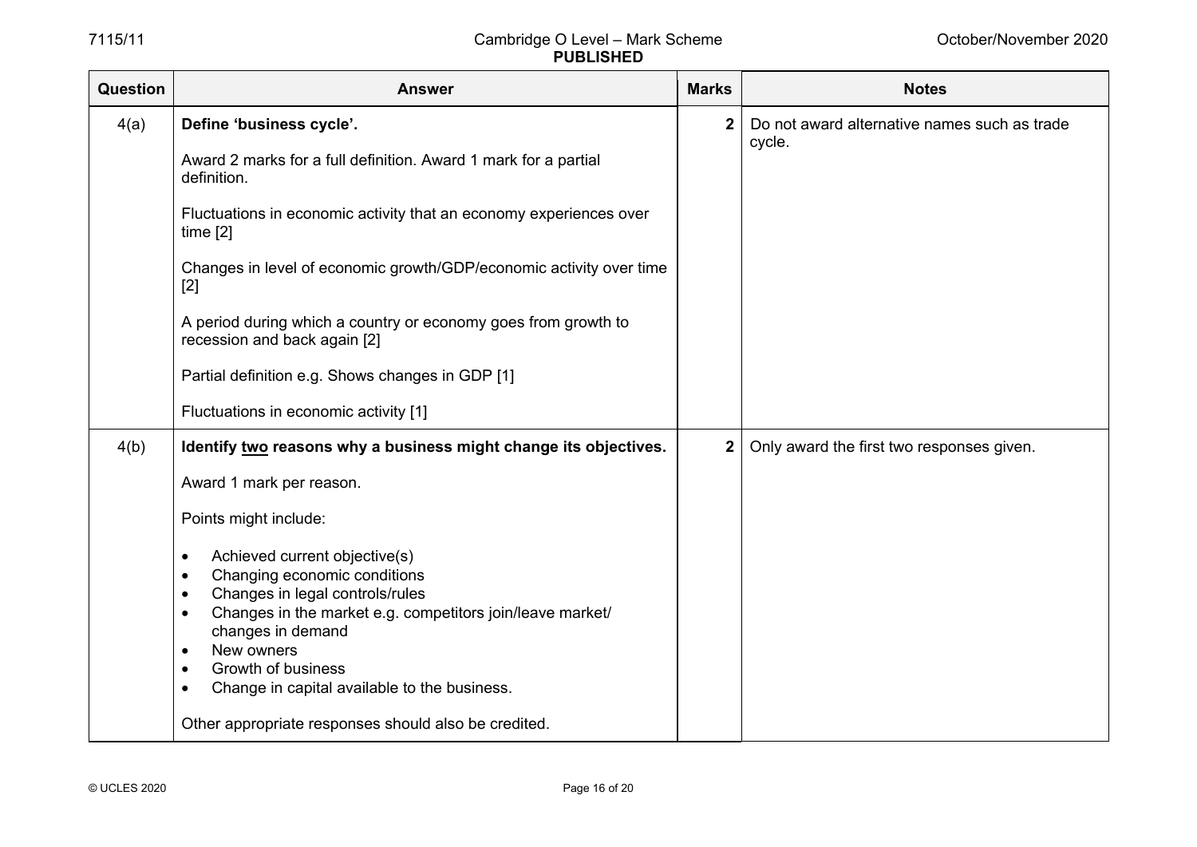| Question | Answer | Marks | Notes |
|---|---|---|---|
| 4(a) | **Define 'business cycle'.**<br><br>Award 2 marks for a full definition. Award 1 mark for a partial definition.<br><br>Fluctuations in economic activity that an economy experiences over time [2]<br><br>Changes in level of economic growth/GDP/economic activity over time [2]<br><br>A period during which a country or economy goes from growth to recession and back again [2]<br><br>Partial definition e.g. Shows changes in GDP [1]<br><br>Fluctuations in economic activity [1] | 2 | Do not award alternative names such as trade cycle. |
| 4(b) | **Identify <u>two</u> reasons why a business might change its objectives.**<br><br>Award 1 mark per reason.<br><br>Points might include:<br><br>• Achieved current objective(s)<br>• Changing economic conditions<br>• Changes in legal controls/rules<br>• Changes in the market e.g. competitors join/leave market/ changes in demand<br>• New owners<br>• Growth of business<br>• Change in capital available to the business.<br><br>Other appropriate responses should also be credited. | 2 | Only award the first two responses given. |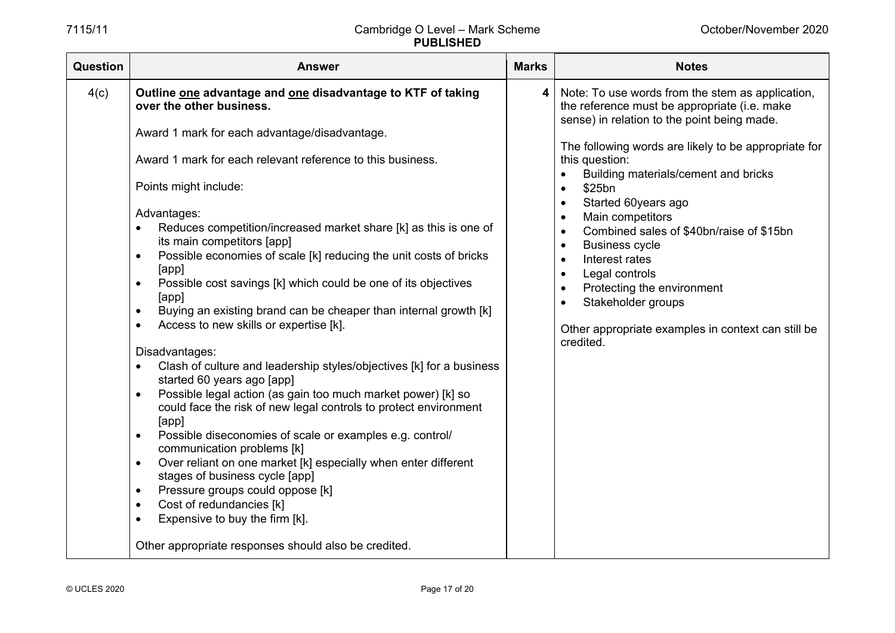| Question | Answer | Marks | Notes |
|---|---|---|---|
| 4(c) | **Outline <u>one</u> advantage and <u>one</u> disadvantage to KTF of taking over the other business.**<br><br>Award 1 mark for each advantage/disadvantage.<br><br>Award 1 mark for each relevant reference to this business.<br><br>Points might include:<br><br>Advantages:<br>• Reduces competition/increased market share [k] as this is one of its main competitors [app]<br>• Possible economies of scale [k] reducing the unit costs of bricks [app]<br>• Possible cost savings [k] which could be one of its objectives [app]<br>• Buying an existing brand can be cheaper than internal growth [k]<br>• Access to new skills or expertise [k].<br><br>Disadvantages:<br>• Clash of culture and leadership styles/objectives [k] for a business started 60 years ago [app]<br>• Possible legal action (as gain too much market power) [k] so could face the risk of new legal controls to protect environment [app]<br>• Possible diseconomies of scale or examples e.g. control/ communication problems [k]<br>• Over reliant on one market [k] especially when enter different stages of business cycle [app]<br>• Pressure groups could oppose [k]<br>• Cost of redundancies [k]<br>• Expensive to buy the firm [k].<br><br>Other appropriate responses should also be credited. | 4 | Note: To use words from the stem as application, the reference must be appropriate (i.e. make sense) in relation to the point being made.<br><br>The following words are likely to be appropriate for this question:<br>• Building materials/cement and bricks<br>• $25bn<br>• Started 60years ago<br>• Main competitors<br>• Combined sales of $40bn/raise of $15bn<br>• Business cycle<br>• Interest rates<br>• Legal controls<br>• Protecting the environment<br>• Stakeholder groups<br><br>Other appropriate examples in context can still be credited. |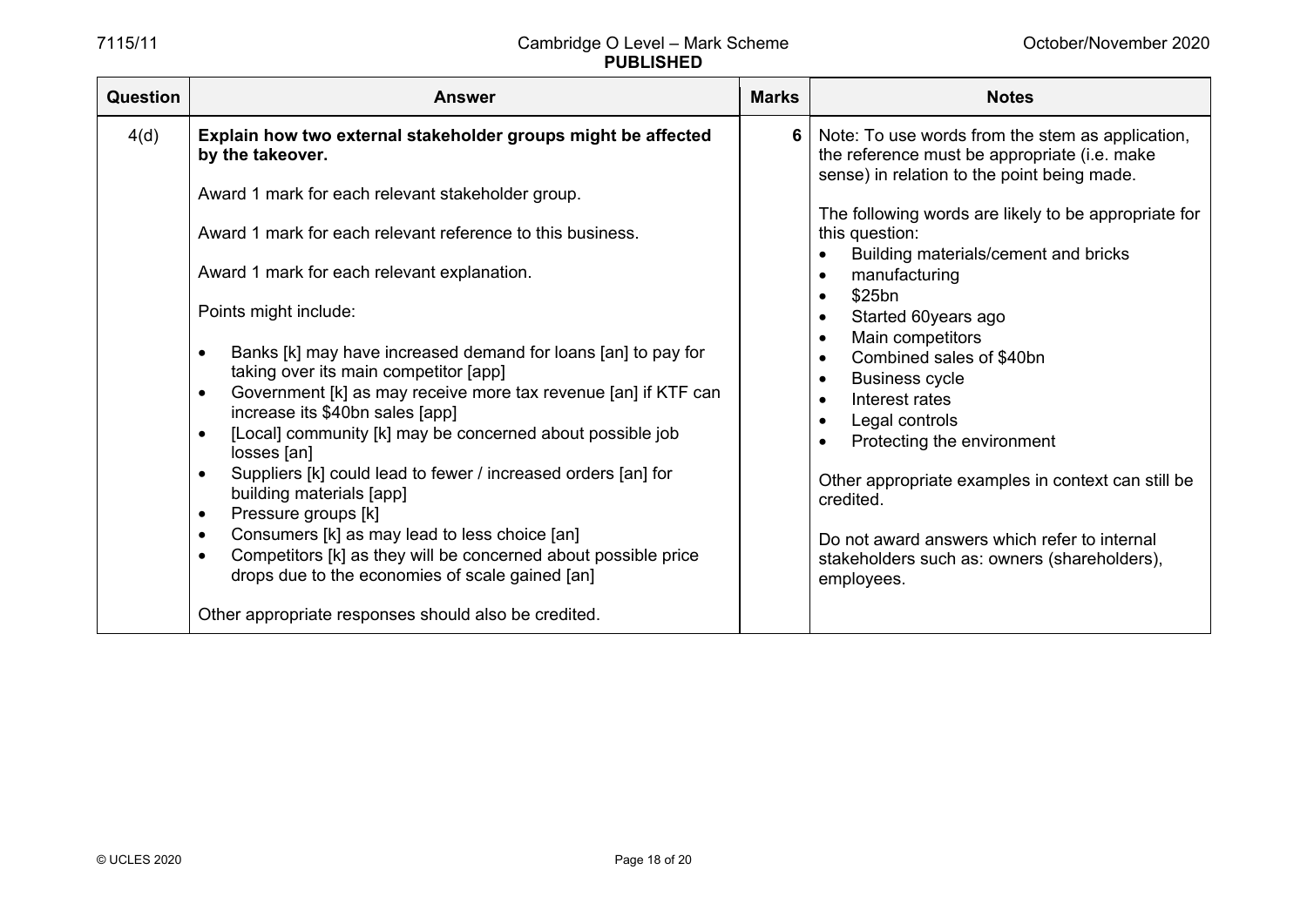| Question | Answer | Marks | Notes |
|---|---|---|---|
| 4(d) | **Explain how two external stakeholder groups might be affected by the takeover.**<br><br>Award 1 mark for each relevant stakeholder group.<br><br>Award 1 mark for each relevant reference to this business.<br><br>Award 1 mark for each relevant explanation.<br><br>Points might include:<br><br>• Banks [k] may have increased demand for loans [an] to pay for taking over its main competitor [app]<br>• Government [k] as may receive more tax revenue [an] if KTF can increase its $40bn sales [app]<br>• [Local] community [k] may be concerned about possible job losses [an]<br>• Suppliers [k] could lead to fewer / increased orders [an] for building materials [app]<br>• Pressure groups [k]<br>• Consumers [k] as may lead to less choice [an]<br>• Competitors [k] as they will be concerned about possible price drops due to the economies of scale gained [an]<br><br>Other appropriate responses should also be credited. | 6 | Note: To use words from the stem as application, the reference must be appropriate (i.e. make sense) in relation to the point being made.<br><br>The following words are likely to be appropriate for this question:<br>• Building materials/cement and bricks<br>• manufacturing<br>• $25bn<br>• Started 60years ago<br>• Main competitors<br>• Combined sales of $40bn<br>• Business cycle<br>• Interest rates<br>• Legal controls<br>• Protecting the environment<br><br>Other appropriate examples in context can still be credited.<br><br>Do not award answers which refer to internal stakeholders such as: owners (shareholders), employees. |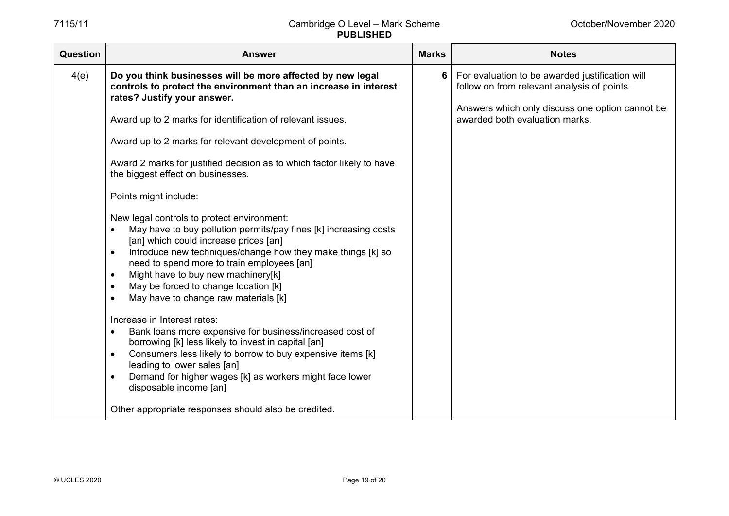| Question | Answer | Marks | Notes |
|---|---|---|---|
| 4(e) | **Do you think businesses will be more affected by new legal controls to protect the environment than an increase in interest rates? Justify your answer.**<br><br>Award up to 2 marks for identification of relevant issues.<br><br>Award up to 2 marks for relevant development of points.<br><br>Award 2 marks for justified decision as to which factor likely to have the biggest effect on businesses.<br><br>Points might include:<br><br>New legal controls to protect environment:<br>• May have to buy pollution permits/pay fines [k] increasing costs [an] which could increase prices [an]<br>• Introduce new techniques/change how they make things [k] so need to spend more to train employees [an]<br>• Might have to buy new machinery[k]<br>• May be forced to change location [k]<br>• May have to change raw materials [k]<br><br>Increase in Interest rates:<br>• Bank loans more expensive for business/increased cost of borrowing [k] less likely to invest in capital [an]<br>• Consumers less likely to borrow to buy expensive items [k] leading to lower sales [an]<br>• Demand for higher wages [k] as workers might face lower disposable income [an]<br><br>Other appropriate responses should also be credited. | 6 | For evaluation to be awarded justification will follow on from relevant analysis of points.<br><br>Answers which only discuss one option cannot be awarded both evaluation marks. |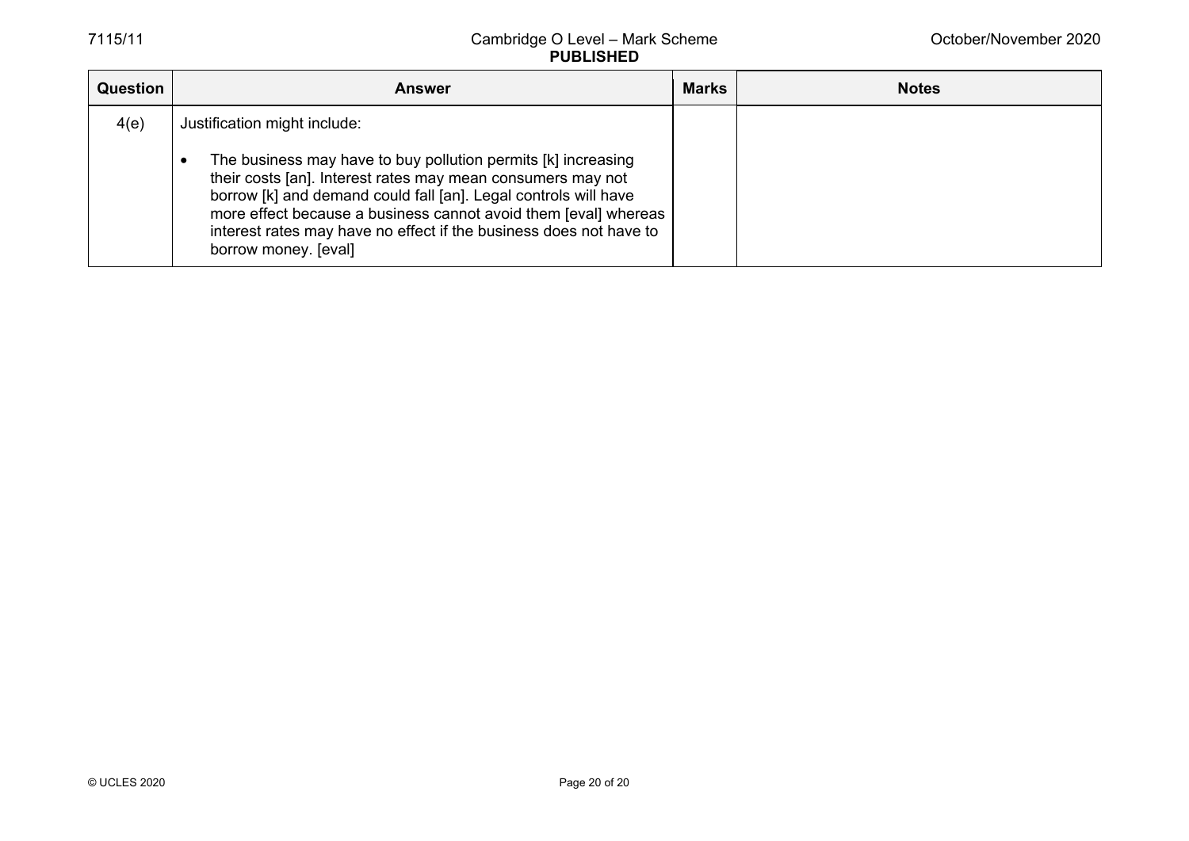| Question | Answer | Marks | Notes |
|---|---|---|---|
| 4(e) | Justification might include:<br><br>• The business may have to buy pollution permits [k] increasing their costs [an]. Interest rates may mean consumers may not borrow [k] and demand could fall [an]. Legal controls will have more effect because a business cannot avoid them [eval] whereas interest rates may have no effect if the business does not have to borrow money. [eval] | | |